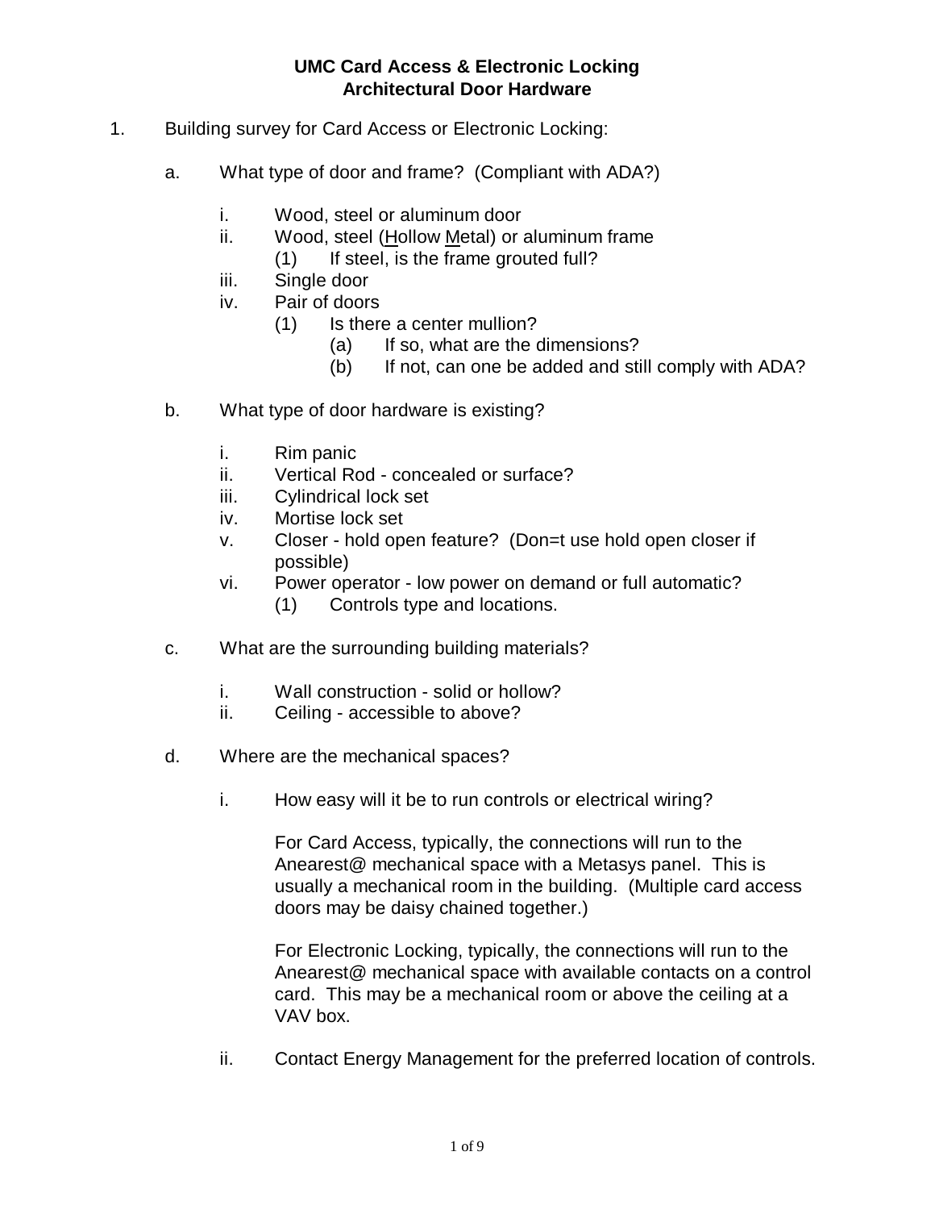**UMC Card Access & Electronic Locking**
**Architectural Door Hardware**

1. Building survey for Card Access or Electronic Locking:

   a. What type of door and frame? (Compliant with ADA?)

      i. Wood, steel or aluminum door
      ii. Wood, steel (<u>H</u>ollow <u>M</u>etal) or aluminum frame
         (1) If steel, is the frame grouted full?
      iii. Single door
      iv. Pair of doors
         (1) Is there a center mullion?
            (a) If so, what are the dimensions?
            (b) If not, can one be added and still comply with ADA?

   b. What type of door hardware is existing?

      i. Rim panic
      ii. Vertical Rod - concealed or surface?
      iii. Cylindrical lock set
      iv. Mortise lock set
      v. Closer - hold open feature? (Don=t use hold open closer if possible)
      vi. Power operator - low power on demand or full automatic?
         (1) Controls type and locations.

   c. What are the surrounding building materials?

      i. Wall construction - solid or hollow?
      ii. Ceiling - accessible to above?

   d. Where are the mechanical spaces?

      i. How easy will it be to run controls or electrical wiring?

         For Card Access, typically, the connections will run to the Anearest@ mechanical space with a Metasys panel. This is usually a mechanical room in the building. (Multiple card access doors may be daisy chained together.)

         For Electronic Locking, typically, the connections will run to the Anearest@ mechanical space with available contacts on a control card. This may be a mechanical room or above the ceiling at a VAV box.

      ii. Contact Energy Management for the preferred location of controls.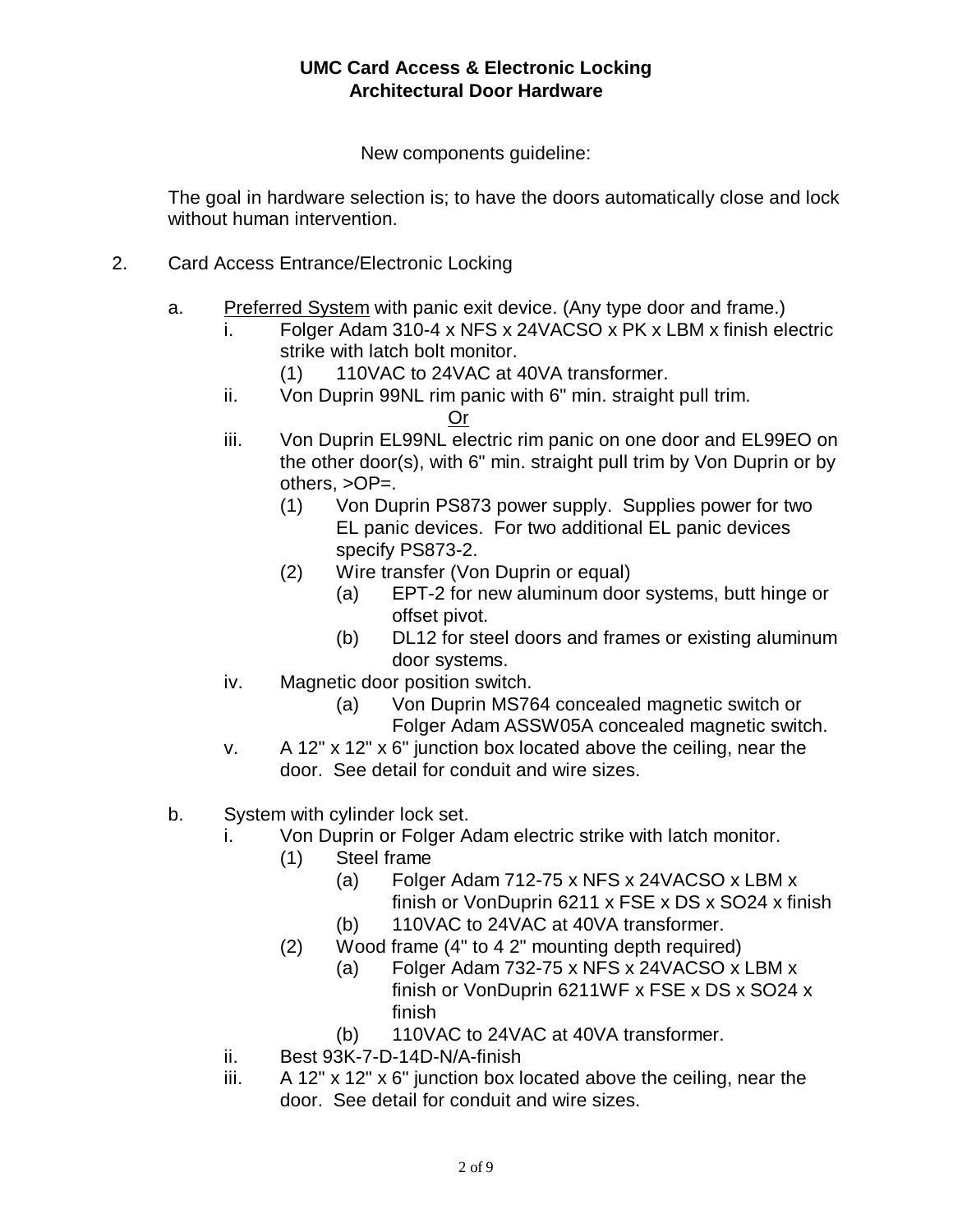**UMC Card Access & Electronic Locking**
**Architectural Door Hardware**

New components guideline:

The goal in hardware selection is; to have the doors automatically close and lock without human intervention.

2. Card Access Entrance/Electronic Locking

   a. <u>Preferred System</u> with panic exit device. (Any type door and frame.)

      i. Folger Adam 310-4 x NFS x 24VACSO x PK x LBM x finish electric strike with latch bolt monitor.

         (1) 110VAC to 24VAC at 40VA transformer.

      ii. Von Duprin 99NL rim panic with 6" min. straight pull trim.

      <u>Or</u>

      iii. Von Duprin EL99NL electric rim panic on one door and EL99EO on the other door(s), with 6" min. straight pull trim by Von Duprin or by others, >OP=.

         (1) Von Duprin PS873 power supply. Supplies power for two EL panic devices. For two additional EL panic devices specify PS873-2.

         (2) Wire transfer (Von Duprin or equal)

            (a) EPT-2 for new aluminum door systems, butt hinge or offset pivot.

            (b) DL12 for steel doors and frames or existing aluminum door systems.

      iv. Magnetic door position switch.

            (a) Von Duprin MS764 concealed magnetic switch or Folger Adam ASSW05A concealed magnetic switch.

      v. A 12" x 12" x 6" junction box located above the ceiling, near the door. See detail for conduit and wire sizes.

   b. System with cylinder lock set.

      i. Von Duprin or Folger Adam electric strike with latch monitor.

         (1) Steel frame

            (a) Folger Adam 712-75 x NFS x 24VACSO x LBM x finish or VonDuprin 6211 x FSE x DS x SO24 x finish

            (b) 110VAC to 24VAC at 40VA transformer.

         (2) Wood frame (4" to 4 2" mounting depth required)

            (a) Folger Adam 732-75 x NFS x 24VACSO x LBM x finish or VonDuprin 6211WF x FSE x DS x SO24 x finish

            (b) 110VAC to 24VAC at 40VA transformer.

      ii. Best 93K-7-D-14D-N/A-finish

      iii. A 12" x 12" x 6" junction box located above the ceiling, near the door. See detail for conduit and wire sizes.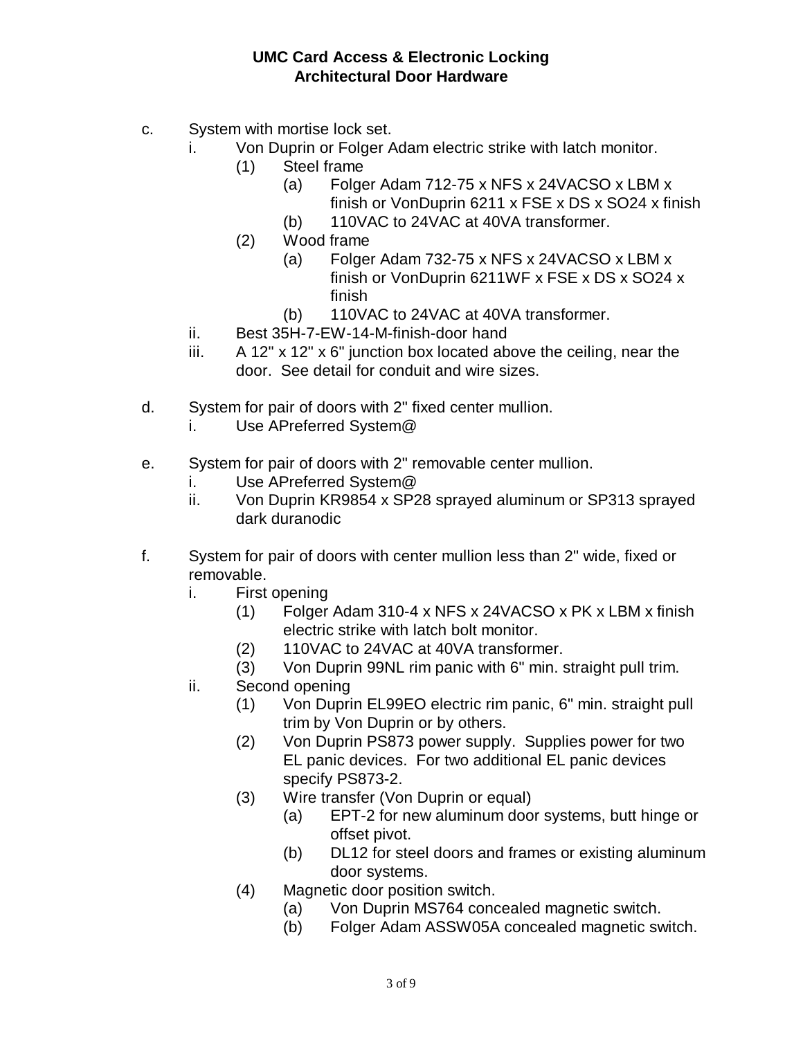**UMC Card Access & Electronic Locking**
**Architectural Door Hardware**

c. System with mortise lock set.
   - i. Von Duprin or Folger Adam electric strike with latch monitor.
     - (1) Steel frame
       - (a) Folger Adam 712-75 x NFS x 24VACSO x LBM x finish or VonDuprin 6211 x FSE x DS x SO24 x finish
       - (b) 110VAC to 24VAC at 40VA transformer.
     - (2) Wood frame
       - (a) Folger Adam 732-75 x NFS x 24VACSO x LBM x finish or VonDuprin 6211WF x FSE x DS x SO24 x finish
       - (b) 110VAC to 24VAC at 40VA transformer.
   - ii. Best 35H-7-EW-14-M-finish-door hand
   - iii. A 12" x 12" x 6" junction box located above the ceiling, near the door. See detail for conduit and wire sizes.

d. System for pair of doors with 2" fixed center mullion.
   - i. Use APreferred System@

e. System for pair of doors with 2" removable center mullion.
   - i. Use APreferred System@
   - ii. Von Duprin KR9854 x SP28 sprayed aluminum or SP313 sprayed dark duranodic

f. System for pair of doors with center mullion less than 2" wide, fixed or removable.
   - i. First opening
     - (1) Folger Adam 310-4 x NFS x 24VACSO x PK x LBM x finish electric strike with latch bolt monitor.
     - (2) 110VAC to 24VAC at 40VA transformer.
     - (3) Von Duprin 99NL rim panic with 6" min. straight pull trim.
   - ii. Second opening
     - (1) Von Duprin EL99EO electric rim panic, 6" min. straight pull trim by Von Duprin or by others.
     - (2) Von Duprin PS873 power supply. Supplies power for two EL panic devices. For two additional EL panic devices specify PS873-2.
     - (3) Wire transfer (Von Duprin or equal)
       - (a) EPT-2 for new aluminum door systems, butt hinge or offset pivot.
       - (b) DL12 for steel doors and frames or existing aluminum door systems.
     - (4) Magnetic door position switch.
       - (a) Von Duprin MS764 concealed magnetic switch.
       - (b) Folger Adam ASSW05A concealed magnetic switch.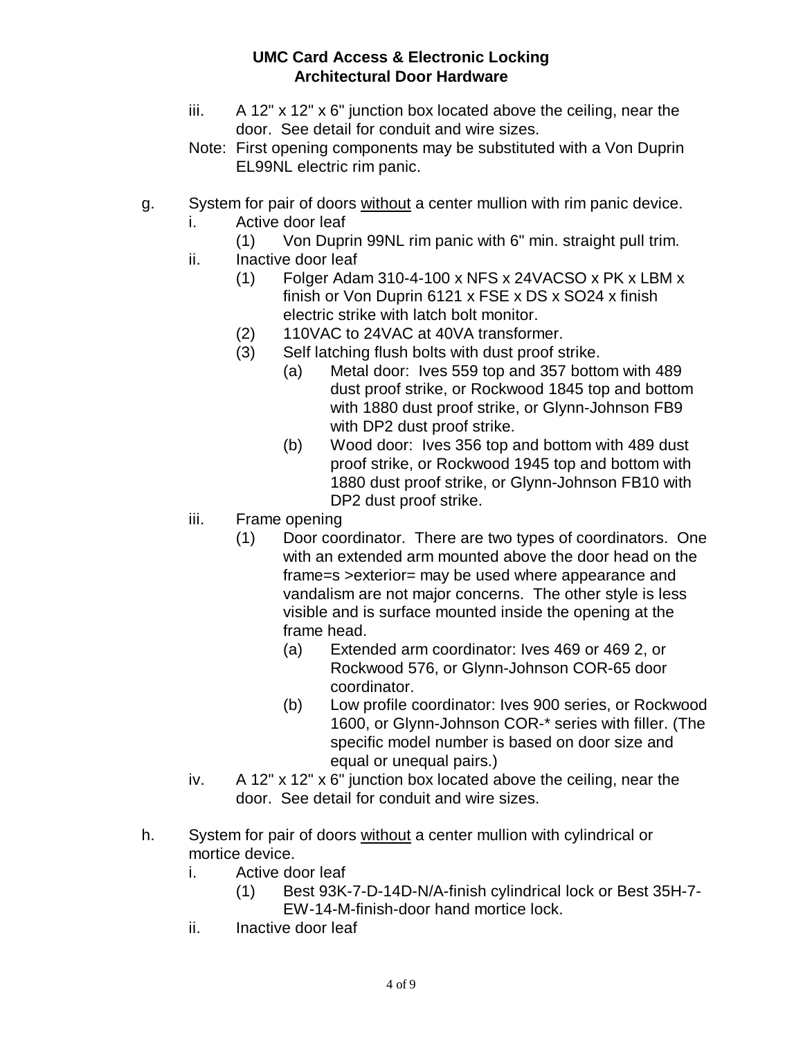iii. A 12" x 12" x 6" junction box located above the ceiling, near the door. See detail for conduit and wire sizes.

Note: First opening components may be substituted with a Von Duprin EL99NL electric rim panic.

g. System for pair of doors <u>without</u> a center mullion with rim panic device.

- i. Active door leaf
  - (1) Von Duprin 99NL rim panic with 6" min. straight pull trim.
- ii. Inactive door leaf
  - (1) Folger Adam 310-4-100 x NFS x 24VACSO x PK x LBM x finish or Von Duprin 6121 x FSE x DS x SO24 x finish electric strike with latch bolt monitor.
  - (2) 110VAC to 24VAC at 40VA transformer.
  - (3) Self latching flush bolts with dust proof strike.
    - (a) Metal door: Ives 559 top and 357 bottom with 489 dust proof strike, or Rockwood 1845 top and bottom with 1880 dust proof strike, or Glynn-Johnson FB9 with DP2 dust proof strike.
    - (b) Wood door: Ives 356 top and bottom with 489 dust proof strike, or Rockwood 1945 top and bottom with 1880 dust proof strike, or Glynn-Johnson FB10 with DP2 dust proof strike.
- iii. Frame opening
  - (1) Door coordinator. There are two types of coordinators. One with an extended arm mounted above the door head on the frame=s >exterior= may be used where appearance and vandalism are not major concerns. The other style is less visible and is surface mounted inside the opening at the frame head.
    - (a) Extended arm coordinator: Ives 469 or 469 2, or Rockwood 576, or Glynn-Johnson COR-65 door coordinator.
    - (b) Low profile coordinator: Ives 900 series, or Rockwood 1600, or Glynn-Johnson COR-* series with filler. (The specific model number is based on door size and equal or unequal pairs.)
- iv. A 12" x 12" x 6" junction box located above the ceiling, near the door. See detail for conduit and wire sizes.

h. System for pair of doors <u>without</u> a center mullion with cylindrical or mortice device.

- i. Active door leaf
  - (1) Best 93K-7-D-14D-N/A-finish cylindrical lock or Best 35H-7-EW-14-M-finish-door hand mortice lock.
- ii. Inactive door leaf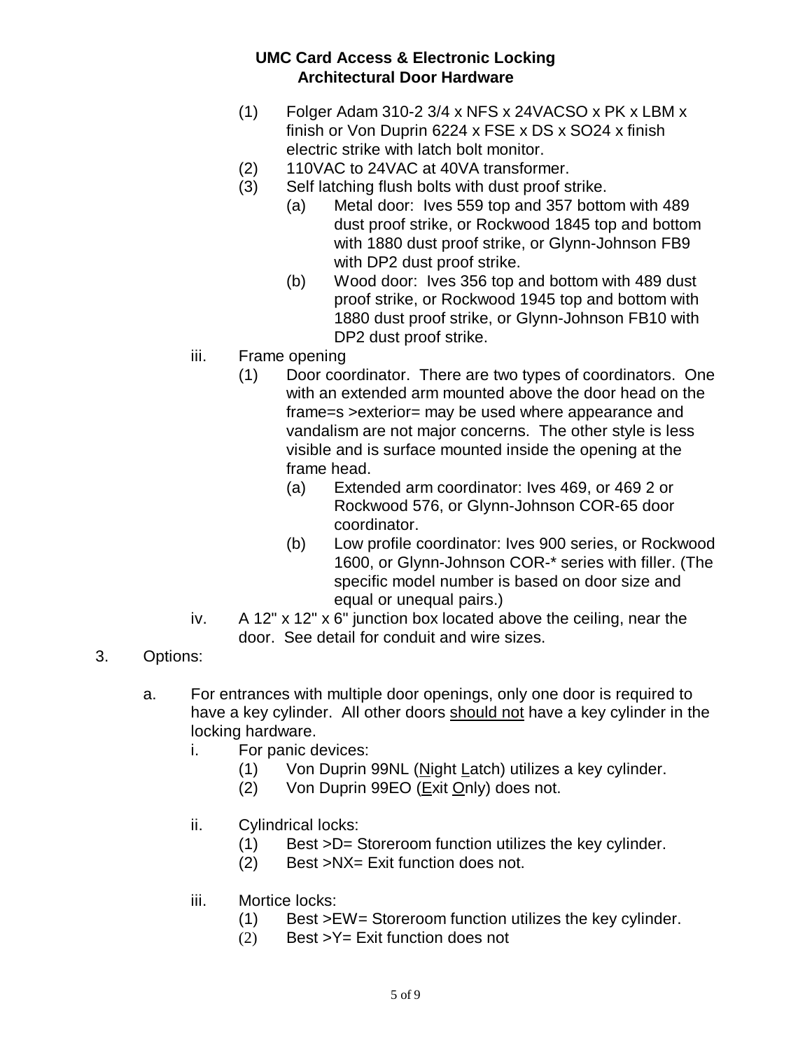## UMC Card Access & Electronic Locking
## Architectural Door Hardware

(1) Folger Adam 310-2 3/4 x NFS x 24VACSO x PK x LBM x finish or Von Duprin 6224 x FSE x DS x SO24 x finish electric strike with latch bolt monitor.

(2) 110VAC to 24VAC at 40VA transformer.

(3) Self latching flush bolts with dust proof strike.

  (a) Metal door: Ives 559 top and 357 bottom with 489 dust proof strike, or Rockwood 1845 top and bottom with 1880 dust proof strike, or Glynn-Johnson FB9 with DP2 dust proof strike.

  (b) Wood door: Ives 356 top and bottom with 489 dust proof strike, or Rockwood 1945 top and bottom with 1880 dust proof strike, or Glynn-Johnson FB10 with DP2 dust proof strike.

iii. Frame opening

(1) Door coordinator. There are two types of coordinators. One with an extended arm mounted above the door head on the frame=s >exterior= may be used where appearance and vandalism are not major concerns. The other style is less visible and is surface mounted inside the opening at the frame head.

  (a) Extended arm coordinator: Ives 469, or 469 2 or Rockwood 576, or Glynn-Johnson COR-65 door coordinator.

  (b) Low profile coordinator: Ives 900 series, or Rockwood 1600, or Glynn-Johnson COR-* series with filler. (The specific model number is based on door size and equal or unequal pairs.)

iv. A 12" x 12" x 6" junction box located above the ceiling, near the door. See detail for conduit and wire sizes.

3. Options:

a. For entrances with multiple door openings, only one door is required to have a key cylinder. All other doors <u>should not</u> have a key cylinder in the locking hardware.

i. For panic devices:

(1) Von Duprin 99NL (<u>N</u>ight <u>L</u>atch) utilizes a key cylinder.

(2) Von Duprin 99EO (<u>E</u>xit <u>O</u>nly) does not.

ii. Cylindrical locks:

(1) Best >D= Storeroom function utilizes the key cylinder.

(2) Best >NX= Exit function does not.

iii. Mortice locks:

(1) Best >EW= Storeroom function utilizes the key cylinder.

(2) Best >Y= Exit function does not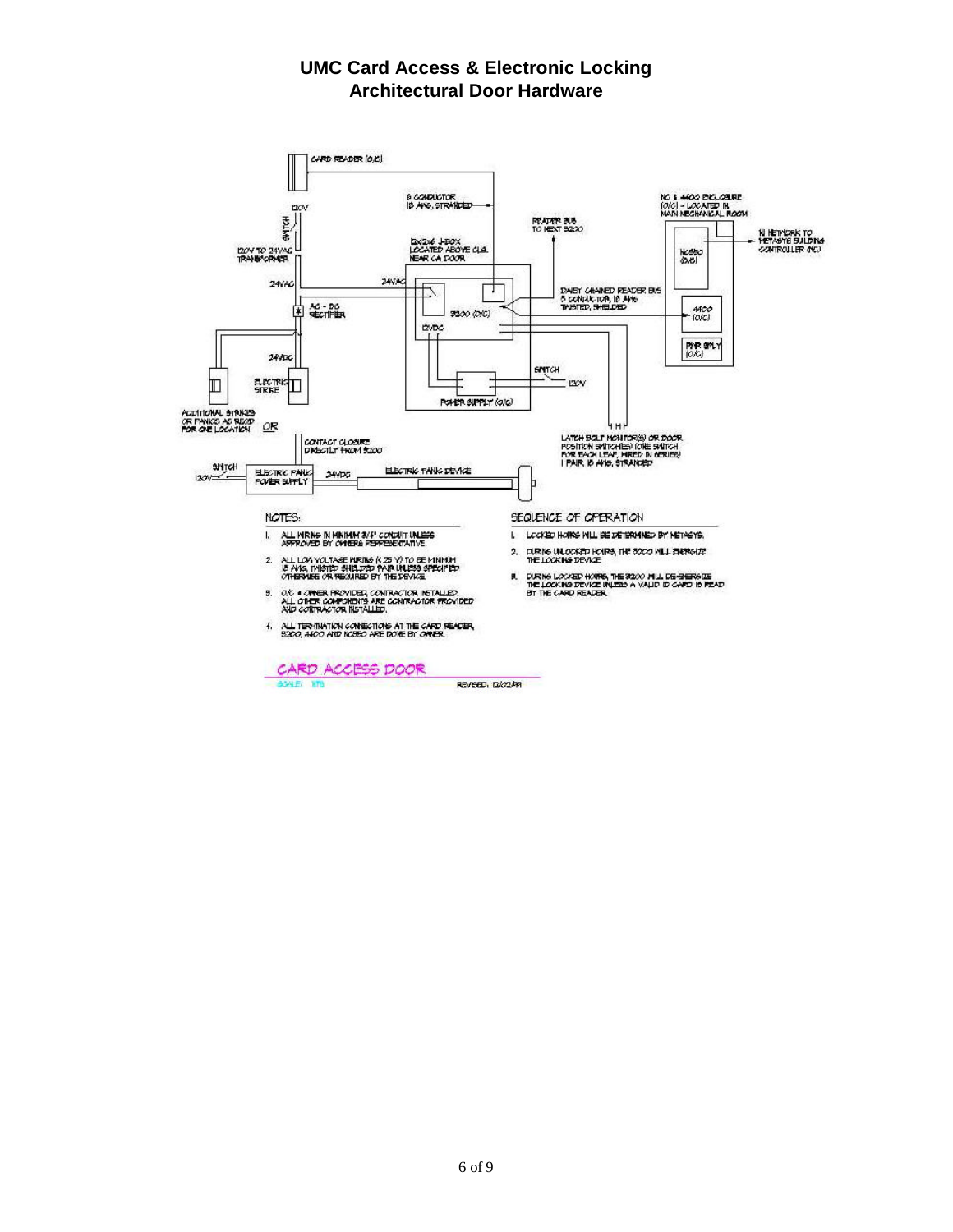# UMC Card Access & Electronic Locking
## Architectural Door Hardware

CARD READER (O/C)

6 CONDUCTOR 18 AWG, STRANDED

120V

SWITCH

120V TO 24VAC TRANSFORMER

24VAC

AC - DC RECTIFIER

24VDC

ELECTRIC STRIKE

ADDITIONAL STRIKES OR PANICS AS REQ'D FOR ONE LOCATION

OR

CONTACT CLOSURE DIRECTLY FROM 9200

SWITCH

120V

ELECTRIC PANIC POWER SUPPLY

24VDC

ELECTRIC PANIC DEVICE

6X12x6 J-BOX LOCATED ABOVE CLG. NEAR CA DOOR

24VAC

9200 (O/C)

12VDC

POWER SUPPLY (O/C)

SWITCH

120V

READER BUS TO NEXT 9200

DAISY CHAINED READER BUS 3 CONDUCTOR, 18 AWG TWISTED, SHIELDED

NC & 4400 ENCLOSURE (O/C) - LOCATED IN MAIN MECHANICAL ROOM

N1 NETWORK TO METASYS BUILDING CONTROLLER (NC)

NC550 (O/C)

4400 (O/C)

PWR SPLY (O/C)

LATCH BOLT MONITOR(S) OR DOOR POSITION SWITCHES (ONE SWITCH FOR EACH LEAF, WIRED IN SERIES) 1 PAIR, 18 AWG, STRANDED

NOTES:

1. ALL WIRING IN MINIMUM 3/4" CONDUIT UNLESS APPROVED BY OWNERS REPRESENTATIVE.
2. ALL LOW VOLTAGE WIRING (< 25 V) TO BE MINIMUM 18 AWG, TWISTED SHIELDED PAIR UNLESS SPECIFIED OTHERWISE OR REQUIRED BY THE DEVICE.
3. O/C = OWNER PROVIDED, CONTRACTOR INSTALLED. ALL OTHER COMPONENTS ARE CONTRACTOR PROVIDED AND CONTRACTOR INSTALLED.
4. ALL TERMINATION CONNECTIONS AT THE CARD READER, 9200, 4400 AND NC550 ARE DONE BY OWNER.

SEQUENCE OF OPERATION

1. LOCKED HOURS WILL BE DETERMINED BY METASYS.
2. DURING UNLOCKED HOURS, THE 9200 WILL ENERGIZE THE LOCKING DEVICE.
3. DURING LOCKED HOURS, THE 9200 WILL DE-ENERGIZE THE LOCKING DEVICE UNLESS A VALID ID CARD IS READ BY THE CARD READER.

CARD ACCESS DOOR

SCALE: NTS

REVISED: 12/02/99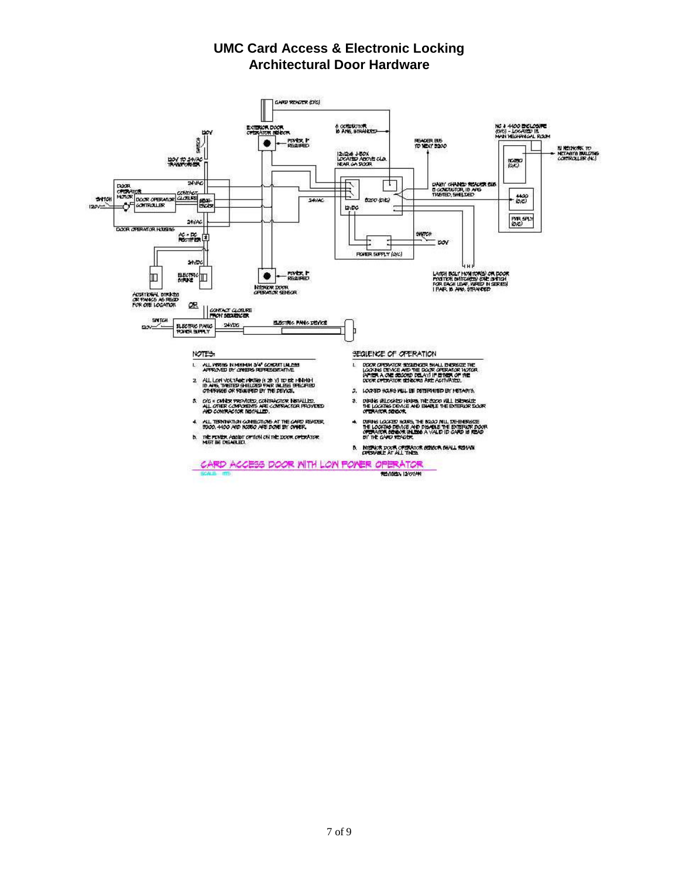# UMC Card Access & Electronic Locking
## Architectural Door Hardware

NOTES:

1. ALL WIRING IN MINIMUM 3/4" CONDUIT UNLESS APPROVED BY OWNERS REPRESENTATIVE.
2. ALL LOW VOLTAGE WIRING (< 28 V) TO BE MINIMUM 18 AWG, TWISTED SHIELDED PAIR UNLESS SPECIFIED OTHERWISE OR REQUIRED BY THE DEVICE.
3. O/C = OWNER PROVIDED, CONTRACTOR INSTALLED. ALL OTHER COMPONENTS ARE CONTRACTOR PROVIDED AND CONTRACTOR INSTALLED.
4. ALL TERMINATION CONNECTIONS AT THE CARD READER, 8200, 4400 AND NC850 ARE DONE BY OWNER.
5. THE POWER ASSIST OPTION ON THE DOOR OPERATOR MUST BE DISABLED.

SEQUENCE OF OPERATION

1. DOOR OPERATOR SEQUENCER SHALL ENERGIZE THE LOCKING DEVICE AND THE DOOR OPERATOR MOTOR (AFTER A ONE SECOND DELAY) IF EITHER OF THE DOOR OPERATOR SENSORS ARE ACTIVATED.
2. LOCKED HOURS WILL BE DETERMINED BY METASYS.
3. DURING UNLOCKED HOURS, THE 8200 WILL ENERGIZE THE LOCKING DEVICE AND ENABLE THE EXTERIOR DOOR OPERATOR SENSOR.
4. DURING LOCKED HOURS, THE 8200 WILL DE-ENERGIZE THE LOCKING DEVICE AND DISABLE THE EXTERIOR DOOR OPERATOR SENSOR UNLESS A VALID ID CARD IS READ BY THE CARD READER.
5. INTERIOR DOOR OPERATOR SENSOR SHALL REMAIN OPERABLE AT ALL TIMES.

CARD ACCESS DOOR WITH LOW POWER OPERATOR

SCALE: NTS

REVISED: 12/07/44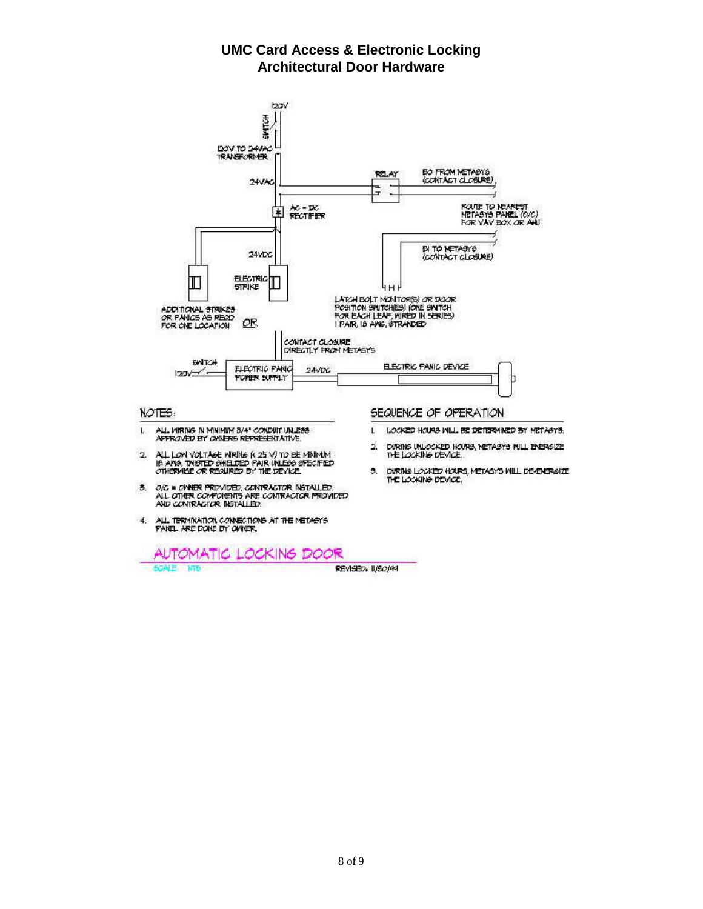# UMC Card Access & Electronic Locking
## Architectural Door Hardware

120V

SWITCH

120V TO 24VAC TRANSFORMER

24VAC

RELAY

BO FROM METASYS (CONTACT CLOSURE)

AC - DC RECTIFIER

ROUTE TO NEAREST METASYS PANEL (O/C) FOR VAV BOX OR AHU

24VDC

BI TO METASYS (CONTACT CLOSURE)

ELECTRIC STRIKE

ADDITIONAL STRIKES OR PANICS AS REQD FOR ONE LOCATION

LATCH BOLT MONITOR(S) OR DOOR POSITION SWITCH(ES) (ONE SWITCH FOR EACH LEAF, WIRED IN SERIES) 1 PAIR, 18 AWG, STRANDED

OR

CONTACT CLOSURE DIRECTLY FROM METASYS

SWITCH

120V

ELECTRIC PANIC POWER SUPPLY

24VDC

ELECTRIC PANIC DEVICE

### NOTES:

1. ALL WIRING IN MINIMUM 3/4" CONDUIT UNLESS APPROVED BY OWNERS REPRESENTATIVE.
2. ALL LOW VOLTAGE WIRING (< 25 V) TO BE MINIMUM 18 AWG, TWISTED SHIELDED PAIR UNLESS SPECIFIED OTHERWISE OR REQUIRED BY THE DEVICE.
3. O/C = OWNER PROVIDED, CONTRACTOR INSTALLED. ALL OTHER COMPONENTS ARE CONTRACTOR PROVIDED AND CONTRACTOR INSTALLED.
4. ALL TERMINATION CONNECTIONS AT THE METASYS PANEL ARE DONE BY OWNER.

### SEQUENCE OF OPERATION

1. LOCKED HOURS WILL BE DETERMINED BY METASYS.
2. DURING UNLOCKED HOURS, METASYS WILL ENERGIZE THE LOCKING DEVICE.
3. DURING LOCKED HOURS, METASYS WILL DE-ENERGIZE THE LOCKING DEVICE.

## AUTOMATIC LOCKING DOOR

SCALE: NTS

REVISED: 11/30/99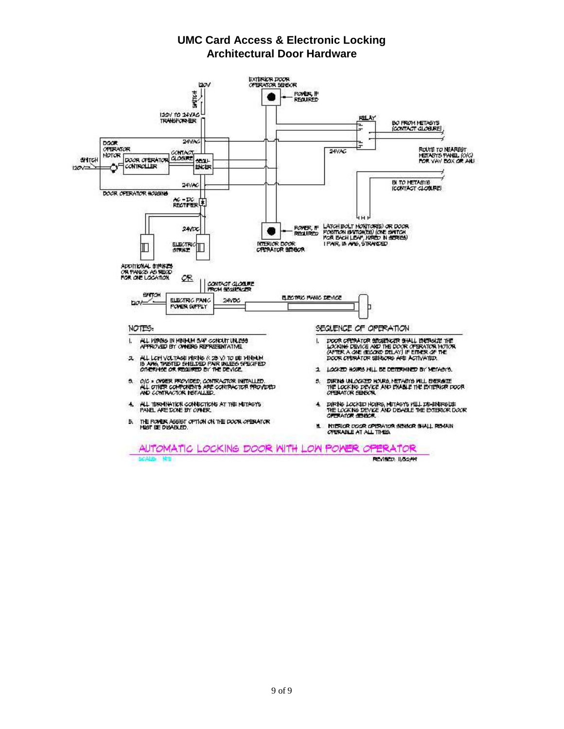**UMC Card Access & Electronic Locking**
**Architectural Door Hardware**

EXTERIOR DOOR OPERATOR SENSOR

POWER, IF REQUIRED

120V

SWITCH

120V TO 24VAC TRANSFORMER

RELAY

BO FROM METASYS (CONTACT CLOSURE)

DOOR OPERATOR MOTOR

24VAC

CONTACT CLOSURE

SWITCH

120V

DOOR OPERATOR CONTROLLER

SEQUENCER

24VAC

ROUTE TO NEAREST METASYS PANEL (O/C) FOR VAV BOX OR AHU

24VAC

DOOR OPERATOR HOUSING

BI TO METASYS (CONTACT CLOSURE)

AC - DC RECTIFIER

24VDC

POWER, IF REQUIRED

INTERIOR DOOR OPERATOR SENSOR

LATCH BOLT MONITOR(S) OR DOOR POSITION SWITCH(ES) (ONE SWITCH FOR EACH LEAF, WIRED IN SERIES) 1 PAIR, 18 AWG, STRANDED

ELECTRIC STRIKE

ADDITIONAL STRIKES OR PANICS AS REQD FOR ONE LOCATION

OR

CONTACT CLOSURE FROM SEQUENCER

SWITCH

120V

ELECTRIC PANIC POWER SUPPLY

24VDC

ELECTRIC PANIC DEVICE

NOTES:

1. ALL WIRING IN MINIMUM 3/4" CONDUIT UNLESS APPROVED BY OWNERS REPRESENTATIVE.
2. ALL LOW VOLTAGE WIRING (< 25 V) TO BE MINIMUM 18 AWG, TWISTED SHIELDED PAIR UNLESS SPECIFIED OTHERWISE OR REQUIRED BY THE DEVICE.
3. O/C = OWNER PROVIDED, CONTRACTOR INSTALLED. ALL OTHER COMPONENTS ARE CONTRACTOR PROVIDED AND CONTRACTOR INSTALLED.
4. ALL TERMINATION CONNECTIONS AT THE METASYS PANEL ARE DONE BY OWNER.
5. THE POWER ASSIST OPTION ON THE DOOR OPERATOR MUST BE DISABLED.

SEQUENCE OF OPERATION

1. DOOR OPERATOR SEQUENCER SHALL ENERGIZE THE LOCKING DEVICE AND THE DOOR OPERATOR MOTOR (AFTER A ONE SECOND DELAY) IF EITHER OF THE DOOR OPERATOR SENSORS ARE ACTIVATED.
2. LOCKED HOURS WILL BE DETERMINED BY METASYS.
3. DURING UNLOCKED HOURS, METASYS WILL ENERGIZE THE LOCKING DEVICE AND ENABLE THE EXTERIOR DOOR OPERATOR SENSOR.
4. DURING LOCKED HOURS, METASYS WILL DE-ENERGIZE THE LOCKING DEVICE AND DISABLE THE EXTERIOR DOOR OPERATOR SENSOR.
5. INTERIOR DOOR OPERATOR SENSOR SHALL REMAIN OPERABLE AT ALL TIMES.

AUTOMATIC LOCKING DOOR WITH LOW POWER OPERATOR

SCALE: NTS

REVISED: 11/30/44